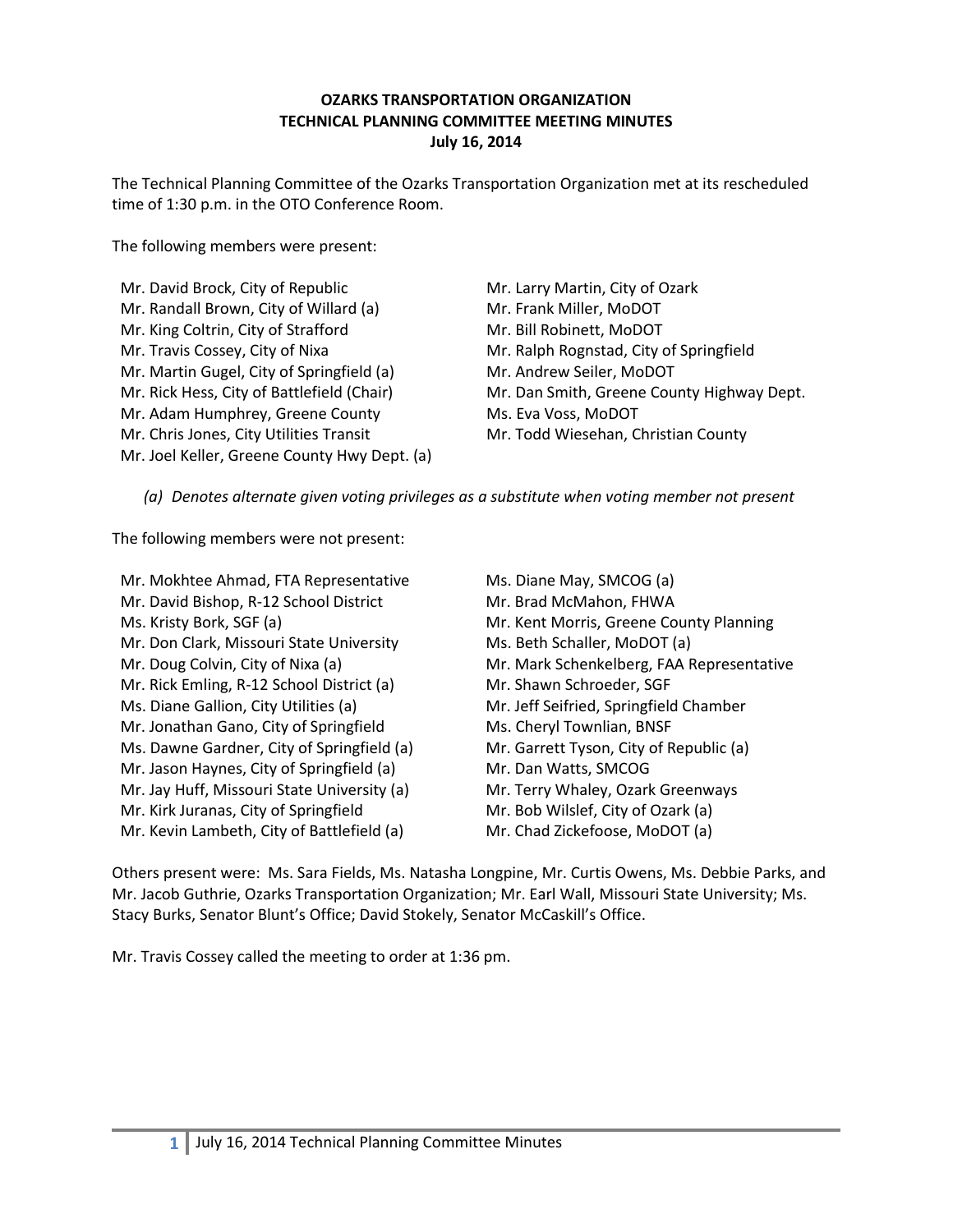**OZARKS TRANSPORTATION ORGANIZATION**
**TECHNICAL PLANNING COMMITTEE MEETING MINUTES**
**July 16, 2014**

The Technical Planning Committee of the Ozarks Transportation Organization met at its rescheduled time of 1:30 p.m. in the OTO Conference Room.

The following members were present:

Mr. David Brock, City of Republic
Mr. Randall Brown, City of Willard (a)
Mr. King Coltrin, City of Strafford
Mr. Travis Cossey, City of Nixa
Mr. Martin Gugel, City of Springfield (a)
Mr. Rick Hess, City of Battlefield (Chair)
Mr. Adam Humphrey, Greene County
Mr. Chris Jones, City Utilities Transit
Mr. Joel Keller, Greene County Hwy Dept. (a)
Mr. Larry Martin, City of Ozark
Mr. Frank Miller, MoDOT
Mr. Bill Robinett, MoDOT
Mr. Ralph Rognstad, City of Springfield
Mr. Andrew Seiler, MoDOT
Mr. Dan Smith, Greene County Highway Dept.
Ms. Eva Voss, MoDOT
Mr. Todd Wiesehan, Christian County

*(a) Denotes alternate given voting privileges as a substitute when voting member not present*

The following members were not present:

Mr. Mokhtee Ahmad, FTA Representative
Mr. David Bishop, R-12 School District
Ms. Kristy Bork, SGF (a)
Mr. Don Clark, Missouri State University
Mr. Doug Colvin, City of Nixa (a)
Mr. Rick Emling, R-12 School District (a)
Ms. Diane Gallion, City Utilities (a)
Mr. Jonathan Gano, City of Springfield
Ms. Dawne Gardner, City of Springfield (a)
Mr. Jason Haynes, City of Springfield (a)
Mr. Jay Huff, Missouri State University (a)
Mr. Kirk Juranas, City of Springfield
Mr. Kevin Lambeth, City of Battlefield (a)
Ms. Diane May, SMCOG (a)
Mr. Brad McMahon, FHWA
Mr. Kent Morris, Greene County Planning
Ms. Beth Schaller, MoDOT (a)
Mr. Mark Schenkelberg, FAA Representative
Mr. Shawn Schroeder, SGF
Mr. Jeff Seifried, Springfield Chamber
Ms. Cheryl Townlian, BNSF
Mr. Garrett Tyson, City of Republic (a)
Mr. Dan Watts, SMCOG
Mr. Terry Whaley, Ozark Greenways
Mr. Bob Wilslef, City of Ozark (a)
Mr. Chad Zickefoose, MoDOT (a)

Others present were: Ms. Sara Fields, Ms. Natasha Longpine, Mr. Curtis Owens, Ms. Debbie Parks, and Mr. Jacob Guthrie, Ozarks Transportation Organization; Mr. Earl Wall, Missouri State University; Ms. Stacy Burks, Senator Blunt's Office; David Stokely, Senator McCaskill's Office.

Mr. Travis Cossey called the meeting to order at 1:36 pm.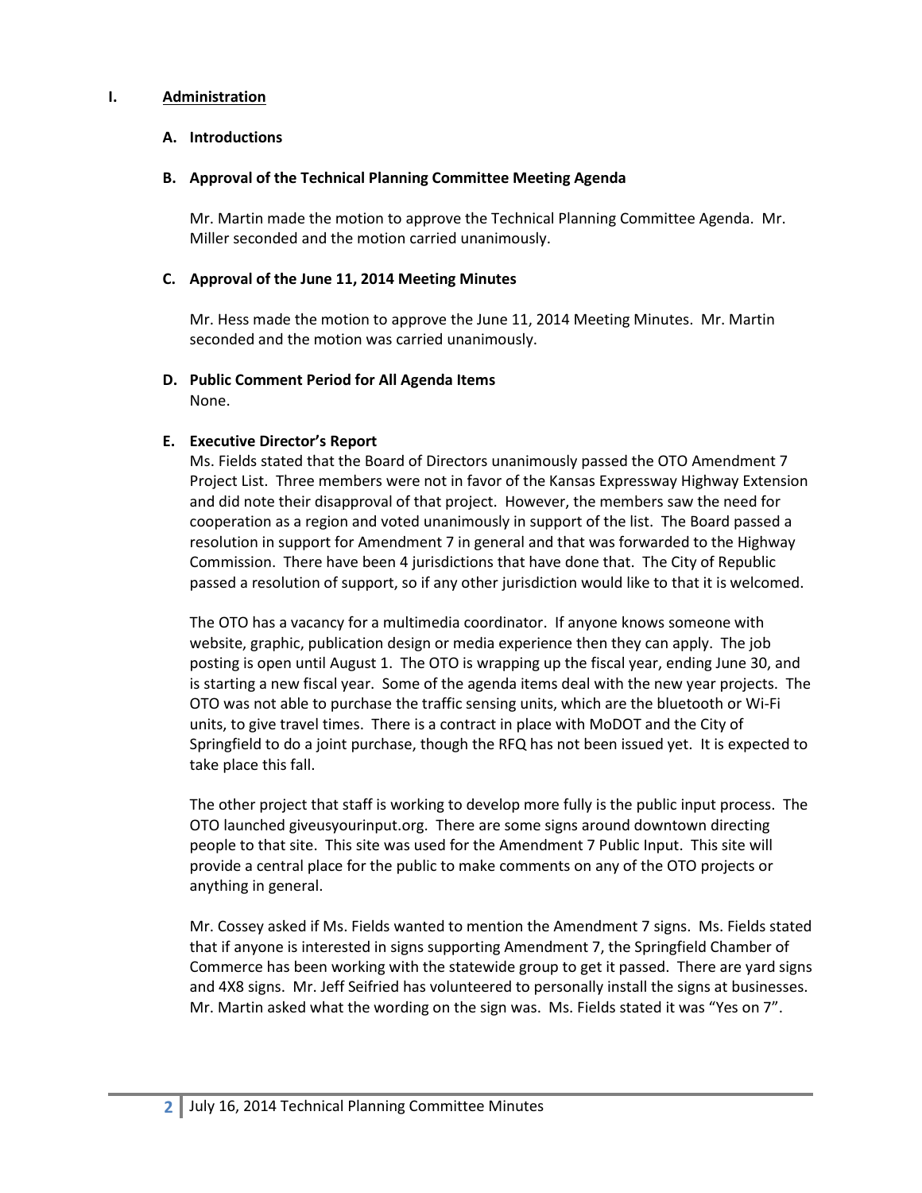## I. Administration

### A. Introductions

### B. Approval of the Technical Planning Committee Meeting Agenda

Mr. Martin made the motion to approve the Technical Planning Committee Agenda. Mr. Miller seconded and the motion carried unanimously.

### C. Approval of the June 11, 2014 Meeting Minutes

Mr. Hess made the motion to approve the June 11, 2014 Meeting Minutes. Mr. Martin seconded and the motion was carried unanimously.

### D. Public Comment Period for All Agenda Items

None.

### E. Executive Director's Report

Ms. Fields stated that the Board of Directors unanimously passed the OTO Amendment 7 Project List. Three members were not in favor of the Kansas Expressway Highway Extension and did note their disapproval of that project. However, the members saw the need for cooperation as a region and voted unanimously in support of the list. The Board passed a resolution in support for Amendment 7 in general and that was forwarded to the Highway Commission. There have been 4 jurisdictions that have done that. The City of Republic passed a resolution of support, so if any other jurisdiction would like to that it is welcomed.

The OTO has a vacancy for a multimedia coordinator. If anyone knows someone with website, graphic, publication design or media experience then they can apply. The job posting is open until August 1. The OTO is wrapping up the fiscal year, ending June 30, and is starting a new fiscal year. Some of the agenda items deal with the new year projects. The OTO was not able to purchase the traffic sensing units, which are the bluetooth or Wi-Fi units, to give travel times. There is a contract in place with MoDOT and the City of Springfield to do a joint purchase, though the RFQ has not been issued yet. It is expected to take place this fall.

The other project that staff is working to develop more fully is the public input process. The OTO launched giveusyourinput.org. There are some signs around downtown directing people to that site. This site was used for the Amendment 7 Public Input. This site will provide a central place for the public to make comments on any of the OTO projects or anything in general.

Mr. Cossey asked if Ms. Fields wanted to mention the Amendment 7 signs. Ms. Fields stated that if anyone is interested in signs supporting Amendment 7, the Springfield Chamber of Commerce has been working with the statewide group to get it passed. There are yard signs and 4X8 signs. Mr. Jeff Seifried has volunteered to personally install the signs at businesses. Mr. Martin asked what the wording on the sign was. Ms. Fields stated it was "Yes on 7".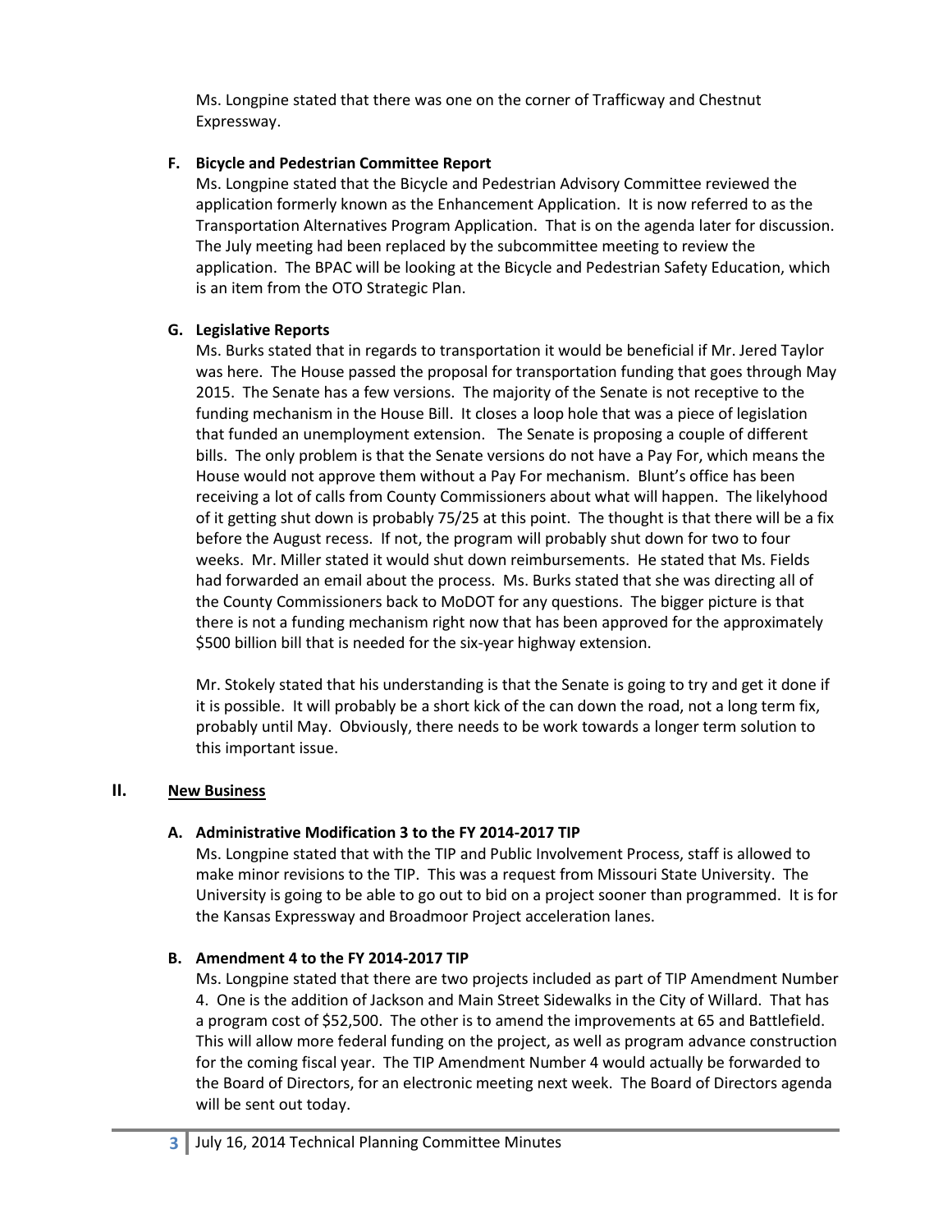Ms. Longpine stated that there was one on the corner of Trafficway and Chestnut Expressway.

### F. Bicycle and Pedestrian Committee Report

Ms. Longpine stated that the Bicycle and Pedestrian Advisory Committee reviewed the application formerly known as the Enhancement Application. It is now referred to as the Transportation Alternatives Program Application. That is on the agenda later for discussion. The July meeting had been replaced by the subcommittee meeting to review the application. The BPAC will be looking at the Bicycle and Pedestrian Safety Education, which is an item from the OTO Strategic Plan.

### G. Legislative Reports

Ms. Burks stated that in regards to transportation it would be beneficial if Mr. Jered Taylor was here. The House passed the proposal for transportation funding that goes through May 2015. The Senate has a few versions. The majority of the Senate is not receptive to the funding mechanism in the House Bill. It closes a loop hole that was a piece of legislation that funded an unemployment extension. The Senate is proposing a couple of different bills. The only problem is that the Senate versions do not have a Pay For, which means the House would not approve them without a Pay For mechanism. Blunt's office has been receiving a lot of calls from County Commissioners about what will happen. The likelyhood of it getting shut down is probably 75/25 at this point. The thought is that there will be a fix before the August recess. If not, the program will probably shut down for two to four weeks. Mr. Miller stated it would shut down reimbursements. He stated that Ms. Fields had forwarded an email about the process. Ms. Burks stated that she was directing all of the County Commissioners back to MoDOT for any questions. The bigger picture is that there is not a funding mechanism right now that has been approved for the approximately $500 billion bill that is needed for the six-year highway extension.

Mr. Stokely stated that his understanding is that the Senate is going to try and get it done if it is possible. It will probably be a short kick of the can down the road, not a long term fix, probably until May. Obviously, there needs to be work towards a longer term solution to this important issue.

## II. New Business

### A. Administrative Modification 3 to the FY 2014-2017 TIP

Ms. Longpine stated that with the TIP and Public Involvement Process, staff is allowed to make minor revisions to the TIP. This was a request from Missouri State University. The University is going to be able to go out to bid on a project sooner than programmed. It is for the Kansas Expressway and Broadmoor Project acceleration lanes.

### B. Amendment 4 to the FY 2014-2017 TIP

Ms. Longpine stated that there are two projects included as part of TIP Amendment Number 4. One is the addition of Jackson and Main Street Sidewalks in the City of Willard. That has a program cost of $52,500. The other is to amend the improvements at 65 and Battlefield. This will allow more federal funding on the project, as well as program advance construction for the coming fiscal year. The TIP Amendment Number 4 would actually be forwarded to the Board of Directors, for an electronic meeting next week. The Board of Directors agenda will be sent out today.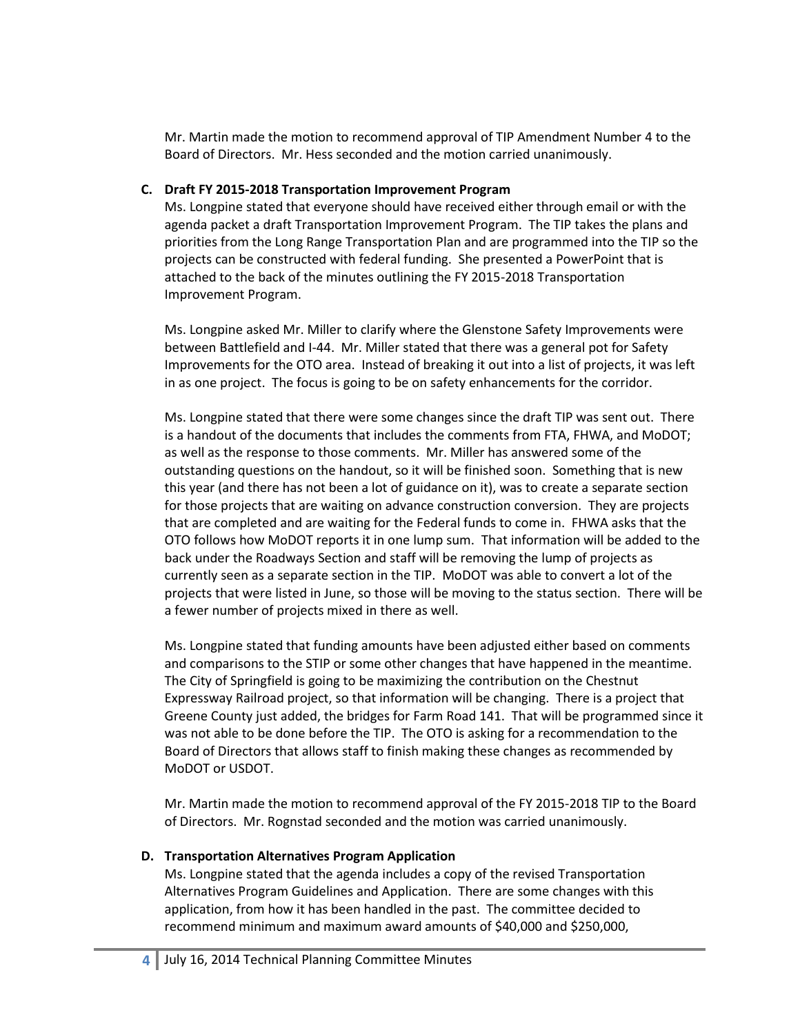Mr. Martin made the motion to recommend approval of TIP Amendment Number 4 to the Board of Directors. Mr. Hess seconded and the motion carried unanimously.

**C. Draft FY 2015-2018 Transportation Improvement Program**

Ms. Longpine stated that everyone should have received either through email or with the agenda packet a draft Transportation Improvement Program. The TIP takes the plans and priorities from the Long Range Transportation Plan and are programmed into the TIP so the projects can be constructed with federal funding. She presented a PowerPoint that is attached to the back of the minutes outlining the FY 2015-2018 Transportation Improvement Program.

Ms. Longpine asked Mr. Miller to clarify where the Glenstone Safety Improvements were between Battlefield and I-44. Mr. Miller stated that there was a general pot for Safety Improvements for the OTO area. Instead of breaking it out into a list of projects, it was left in as one project. The focus is going to be on safety enhancements for the corridor.

Ms. Longpine stated that there were some changes since the draft TIP was sent out. There is a handout of the documents that includes the comments from FTA, FHWA, and MoDOT; as well as the response to those comments. Mr. Miller has answered some of the outstanding questions on the handout, so it will be finished soon. Something that is new this year (and there has not been a lot of guidance on it), was to create a separate section for those projects that are waiting on advance construction conversion. They are projects that are completed and are waiting for the Federal funds to come in. FHWA asks that the OTO follows how MoDOT reports it in one lump sum. That information will be added to the back under the Roadways Section and staff will be removing the lump of projects as currently seen as a separate section in the TIP. MoDOT was able to convert a lot of the projects that were listed in June, so those will be moving to the status section. There will be a fewer number of projects mixed in there as well.

Ms. Longpine stated that funding amounts have been adjusted either based on comments and comparisons to the STIP or some other changes that have happened in the meantime. The City of Springfield is going to be maximizing the contribution on the Chestnut Expressway Railroad project, so that information will be changing. There is a project that Greene County just added, the bridges for Farm Road 141. That will be programmed since it was not able to be done before the TIP. The OTO is asking for a recommendation to the Board of Directors that allows staff to finish making these changes as recommended by MoDOT or USDOT.

Mr. Martin made the motion to recommend approval of the FY 2015-2018 TIP to the Board of Directors. Mr. Rognstad seconded and the motion was carried unanimously.

**D. Transportation Alternatives Program Application**

Ms. Longpine stated that the agenda includes a copy of the revised Transportation Alternatives Program Guidelines and Application. There are some changes with this application, from how it has been handled in the past. The committee decided to recommend minimum and maximum award amounts of $40,000 and $250,000,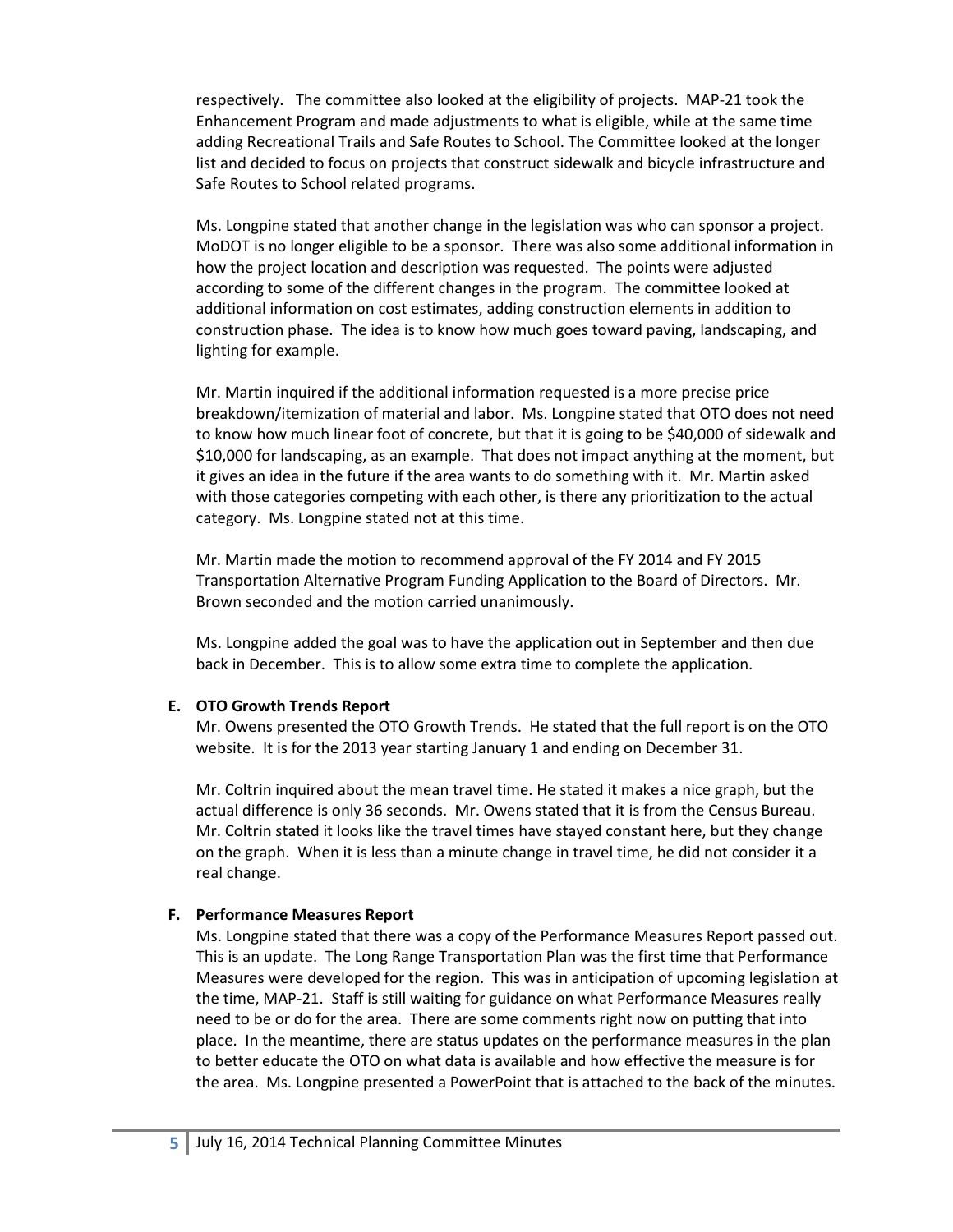respectively. The committee also looked at the eligibility of projects. MAP-21 took the Enhancement Program and made adjustments to what is eligible, while at the same time adding Recreational Trails and Safe Routes to School. The Committee looked at the longer list and decided to focus on projects that construct sidewalk and bicycle infrastructure and Safe Routes to School related programs.

Ms. Longpine stated that another change in the legislation was who can sponsor a project. MoDOT is no longer eligible to be a sponsor. There was also some additional information in how the project location and description was requested. The points were adjusted according to some of the different changes in the program. The committee looked at additional information on cost estimates, adding construction elements in addition to construction phase. The idea is to know how much goes toward paving, landscaping, and lighting for example.

Mr. Martin inquired if the additional information requested is a more precise price breakdown/itemization of material and labor. Ms. Longpine stated that OTO does not need to know how much linear foot of concrete, but that it is going to be $40,000 of sidewalk and $10,000 for landscaping, as an example. That does not impact anything at the moment, but it gives an idea in the future if the area wants to do something with it. Mr. Martin asked with those categories competing with each other, is there any prioritization to the actual category. Ms. Longpine stated not at this time.

Mr. Martin made the motion to recommend approval of the FY 2014 and FY 2015 Transportation Alternative Program Funding Application to the Board of Directors. Mr. Brown seconded and the motion carried unanimously.

Ms. Longpine added the goal was to have the application out in September and then due back in December. This is to allow some extra time to complete the application.

**E. OTO Growth Trends Report**

Mr. Owens presented the OTO Growth Trends. He stated that the full report is on the OTO website. It is for the 2013 year starting January 1 and ending on December 31.

Mr. Coltrin inquired about the mean travel time. He stated it makes a nice graph, but the actual difference is only 36 seconds. Mr. Owens stated that it is from the Census Bureau. Mr. Coltrin stated it looks like the travel times have stayed constant here, but they change on the graph. When it is less than a minute change in travel time, he did not consider it a real change.

**F. Performance Measures Report**

Ms. Longpine stated that there was a copy of the Performance Measures Report passed out. This is an update. The Long Range Transportation Plan was the first time that Performance Measures were developed for the region. This was in anticipation of upcoming legislation at the time, MAP-21. Staff is still waiting for guidance on what Performance Measures really need to be or do for the area. There are some comments right now on putting that into place. In the meantime, there are status updates on the performance measures in the plan to better educate the OTO on what data is available and how effective the measure is for the area. Ms. Longpine presented a PowerPoint that is attached to the back of the minutes.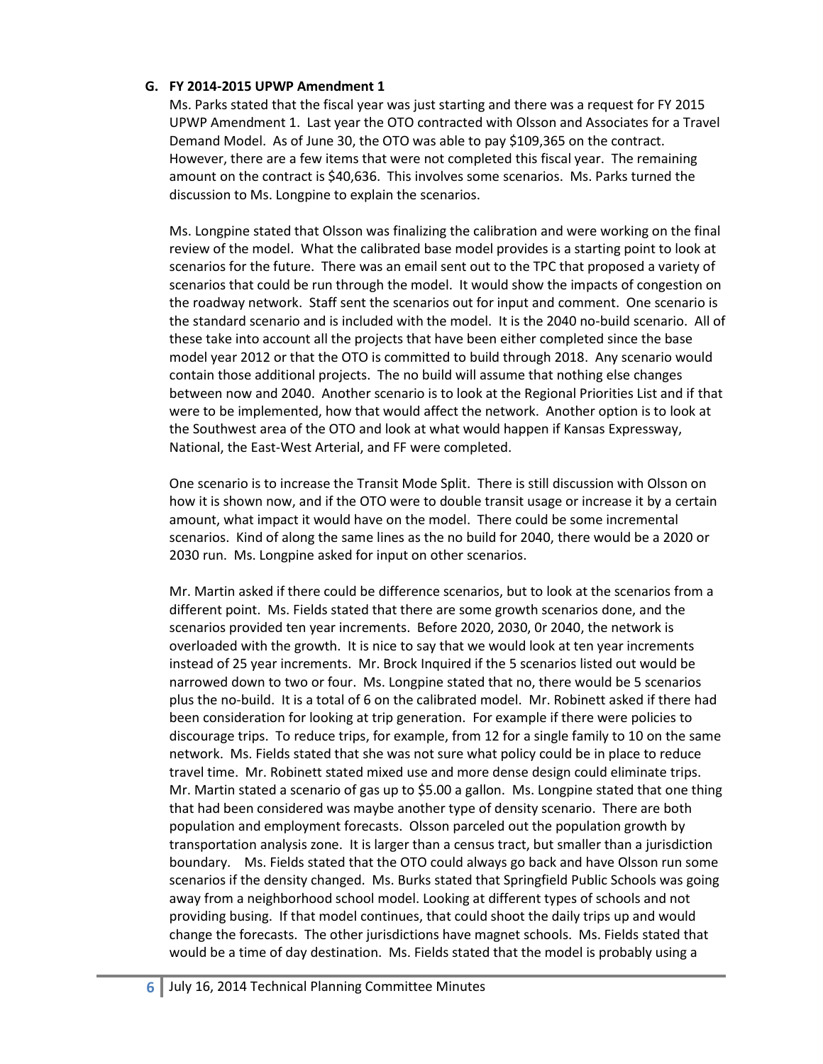**G. FY 2014-2015 UPWP Amendment 1**

Ms. Parks stated that the fiscal year was just starting and there was a request for FY 2015 UPWP Amendment 1. Last year the OTO contracted with Olsson and Associates for a Travel Demand Model. As of June 30, the OTO was able to pay $109,365 on the contract. However, there are a few items that were not completed this fiscal year. The remaining amount on the contract is $40,636. This involves some scenarios. Ms. Parks turned the discussion to Ms. Longpine to explain the scenarios.

Ms. Longpine stated that Olsson was finalizing the calibration and were working on the final review of the model. What the calibrated base model provides is a starting point to look at scenarios for the future. There was an email sent out to the TPC that proposed a variety of scenarios that could be run through the model. It would show the impacts of congestion on the roadway network. Staff sent the scenarios out for input and comment. One scenario is the standard scenario and is included with the model. It is the 2040 no-build scenario. All of these take into account all the projects that have been either completed since the base model year 2012 or that the OTO is committed to build through 2018. Any scenario would contain those additional projects. The no build will assume that nothing else changes between now and 2040. Another scenario is to look at the Regional Priorities List and if that were to be implemented, how that would affect the network. Another option is to look at the Southwest area of the OTO and look at what would happen if Kansas Expressway, National, the East-West Arterial, and FF were completed.

One scenario is to increase the Transit Mode Split. There is still discussion with Olsson on how it is shown now, and if the OTO were to double transit usage or increase it by a certain amount, what impact it would have on the model. There could be some incremental scenarios. Kind of along the same lines as the no build for 2040, there would be a 2020 or 2030 run. Ms. Longpine asked for input on other scenarios.

Mr. Martin asked if there could be difference scenarios, but to look at the scenarios from a different point. Ms. Fields stated that there are some growth scenarios done, and the scenarios provided ten year increments. Before 2020, 2030, 0r 2040, the network is overloaded with the growth. It is nice to say that we would look at ten year increments instead of 25 year increments. Mr. Brock Inquired if the 5 scenarios listed out would be narrowed down to two or four. Ms. Longpine stated that no, there would be 5 scenarios plus the no-build. It is a total of 6 on the calibrated model. Mr. Robinett asked if there had been consideration for looking at trip generation. For example if there were policies to discourage trips. To reduce trips, for example, from 12 for a single family to 10 on the same network. Ms. Fields stated that she was not sure what policy could be in place to reduce travel time. Mr. Robinett stated mixed use and more dense design could eliminate trips. Mr. Martin stated a scenario of gas up to $5.00 a gallon. Ms. Longpine stated that one thing that had been considered was maybe another type of density scenario. There are both population and employment forecasts. Olsson parceled out the population growth by transportation analysis zone. It is larger than a census tract, but smaller than a jurisdiction boundary. Ms. Fields stated that the OTO could always go back and have Olsson run some scenarios if the density changed. Ms. Burks stated that Springfield Public Schools was going away from a neighborhood school model. Looking at different types of schools and not providing busing. If that model continues, that could shoot the daily trips up and would change the forecasts. The other jurisdictions have magnet schools. Ms. Fields stated that would be a time of day destination. Ms. Fields stated that the model is probably using a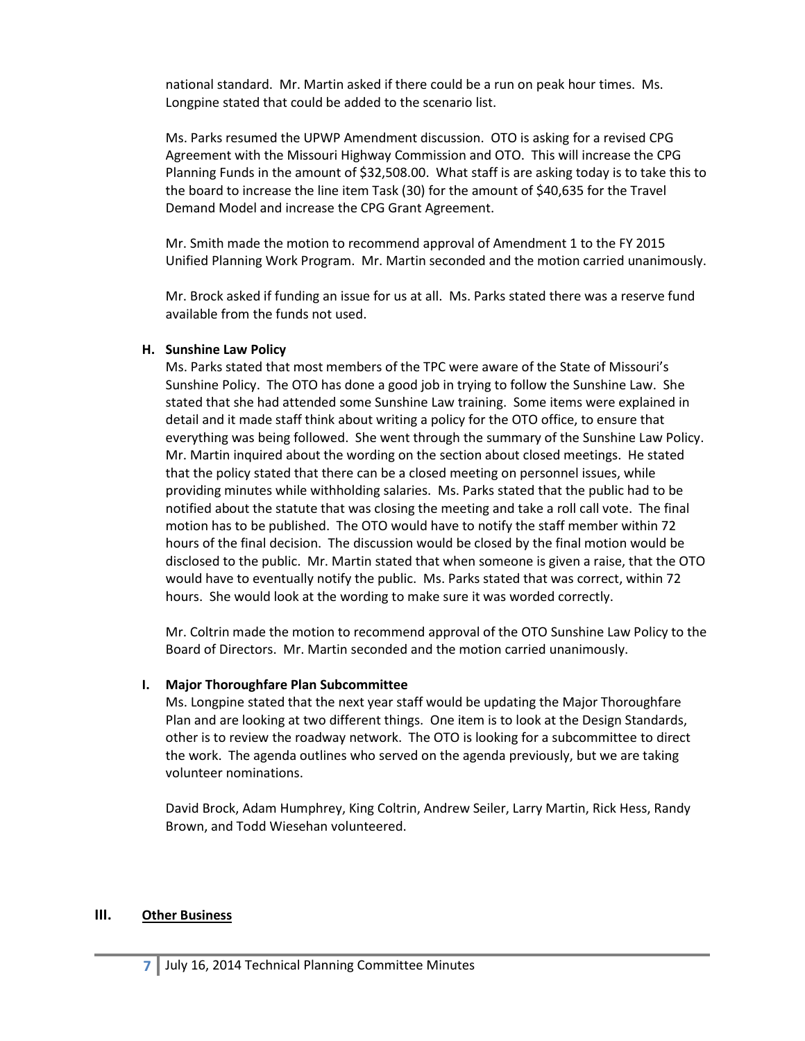national standard. Mr. Martin asked if there could be a run on peak hour times. Ms. Longpine stated that could be added to the scenario list.

Ms. Parks resumed the UPWP Amendment discussion. OTO is asking for a revised CPG Agreement with the Missouri Highway Commission and OTO. This will increase the CPG Planning Funds in the amount of $32,508.00. What staff is are asking today is to take this to the board to increase the line item Task (30) for the amount of $40,635 for the Travel Demand Model and increase the CPG Grant Agreement.

Mr. Smith made the motion to recommend approval of Amendment 1 to the FY 2015 Unified Planning Work Program. Mr. Martin seconded and the motion carried unanimously.

Mr. Brock asked if funding an issue for us at all. Ms. Parks stated there was a reserve fund available from the funds not used.

### H. Sunshine Law Policy

Ms. Parks stated that most members of the TPC were aware of the State of Missouri's Sunshine Policy. The OTO has done a good job in trying to follow the Sunshine Law. She stated that she had attended some Sunshine Law training. Some items were explained in detail and it made staff think about writing a policy for the OTO office, to ensure that everything was being followed. She went through the summary of the Sunshine Law Policy. Mr. Martin inquired about the wording on the section about closed meetings. He stated that the policy stated that there can be a closed meeting on personnel issues, while providing minutes while withholding salaries. Ms. Parks stated that the public had to be notified about the statute that was closing the meeting and take a roll call vote. The final motion has to be published. The OTO would have to notify the staff member within 72 hours of the final decision. The discussion would be closed by the final motion would be disclosed to the public. Mr. Martin stated that when someone is given a raise, that the OTO would have to eventually notify the public. Ms. Parks stated that was correct, within 72 hours. She would look at the wording to make sure it was worded correctly.

Mr. Coltrin made the motion to recommend approval of the OTO Sunshine Law Policy to the Board of Directors. Mr. Martin seconded and the motion carried unanimously.

### I. Major Thoroughfare Plan Subcommittee

Ms. Longpine stated that the next year staff would be updating the Major Thoroughfare Plan and are looking at two different things. One item is to look at the Design Standards, other is to review the roadway network. The OTO is looking for a subcommittee to direct the work. The agenda outlines who served on the agenda previously, but we are taking volunteer nominations.

David Brock, Adam Humphrey, King Coltrin, Andrew Seiler, Larry Martin, Rick Hess, Randy Brown, and Todd Wiesehan volunteered.

## III. Other Business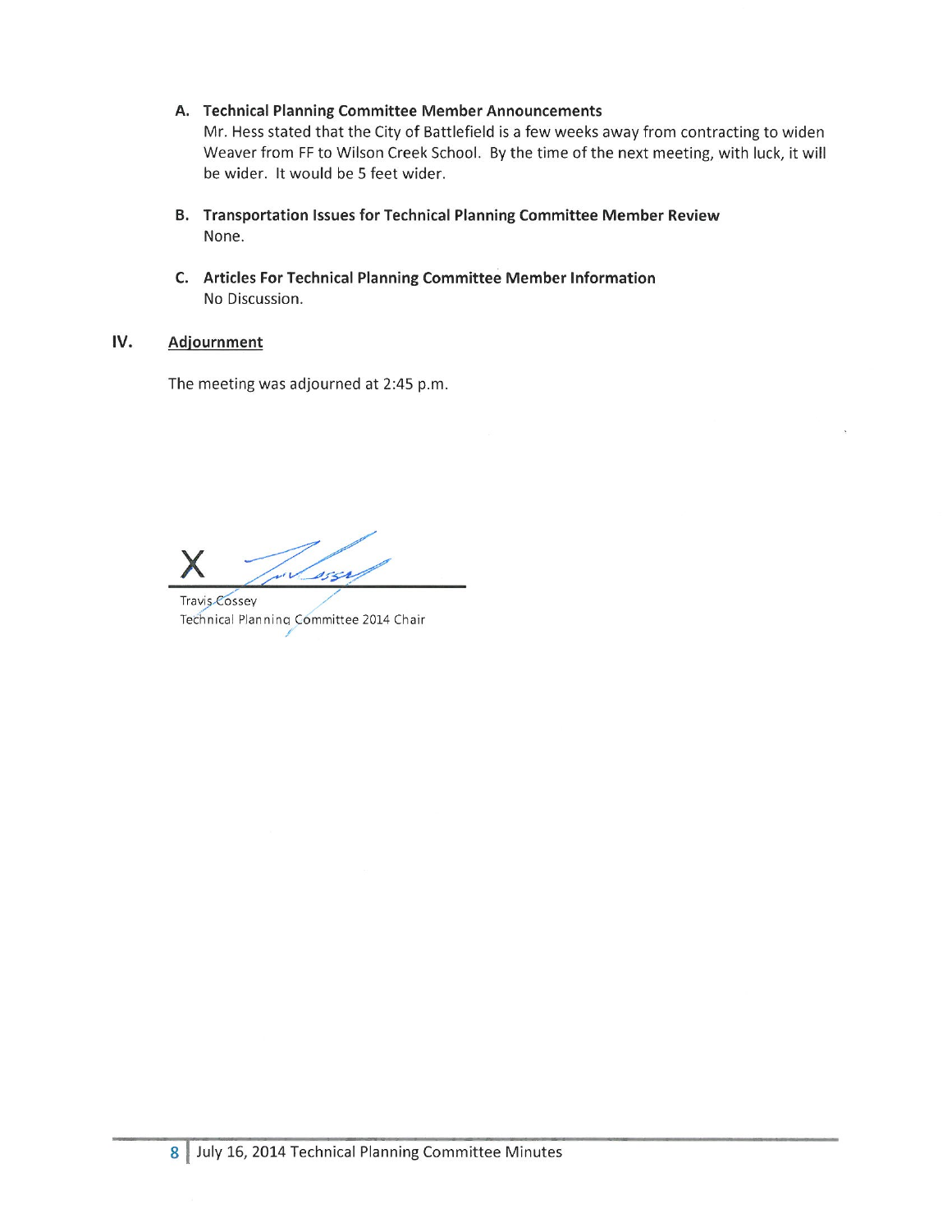**A. Technical Planning Committee Member Announcements**

Mr. Hess stated that the City of Battlefield is a few weeks away from contracting to widen Weaver from FF to Wilson Creek School. By the time of the next meeting, with luck, it will be wider. It would be 5 feet wider.

**B. Transportation Issues for Technical Planning Committee Member Review**

None.

**C. Articles For Technical Planning Committee Member Information**

No Discussion.

## IV. Adjournment

The meeting was adjourned at 2:45 p.m.

X

Travis Cossey
Technical Planning Committee 2014 Chair